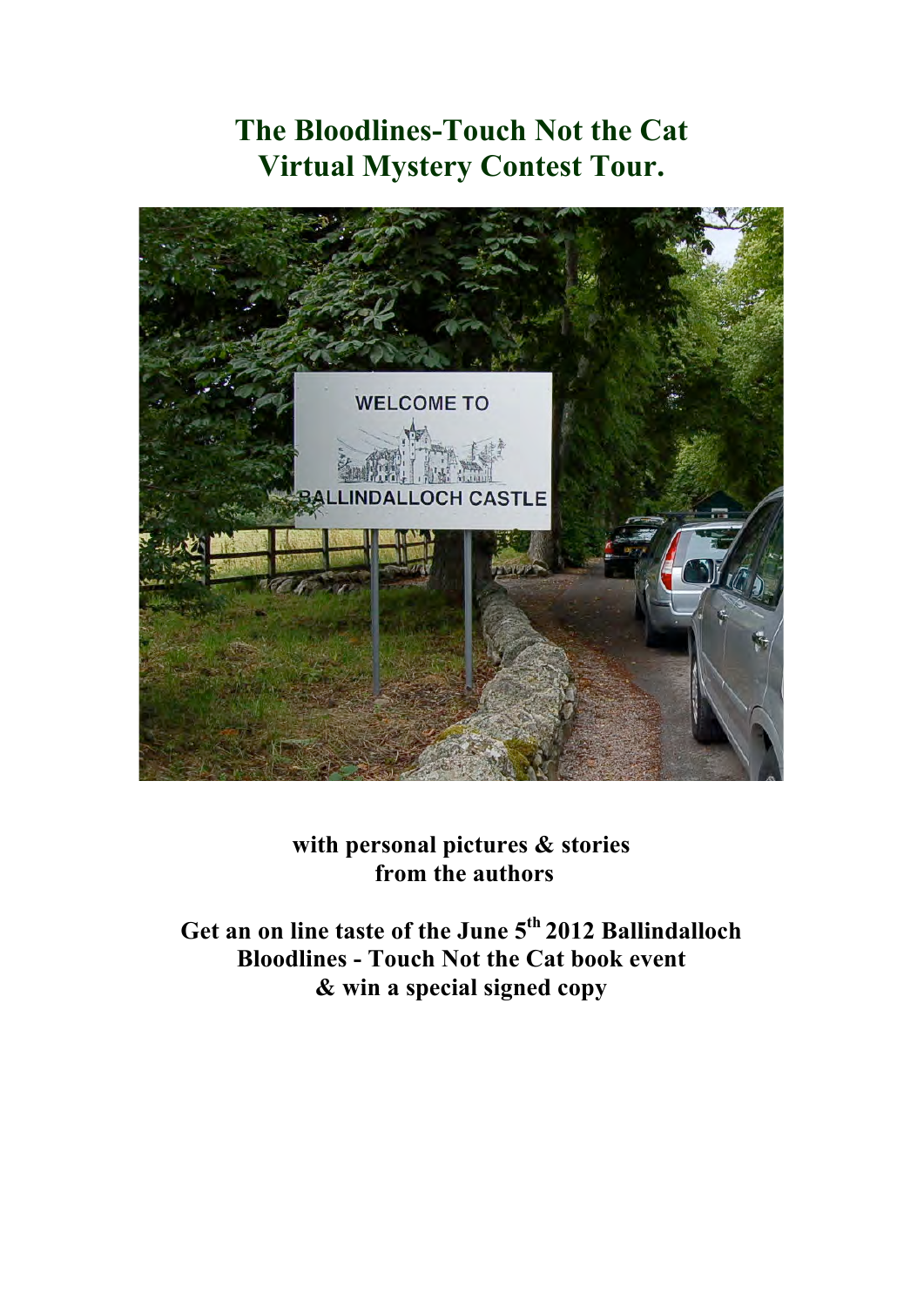# The Bloodlines-Touch Not the Cat
# Virtual Mystery Contest Tour.

**with personal pictures & stories from the authors**

**Get an on line taste of the June 5th 2012 Ballindalloch Bloodlines - Touch Not the Cat book event & win a special signed copy**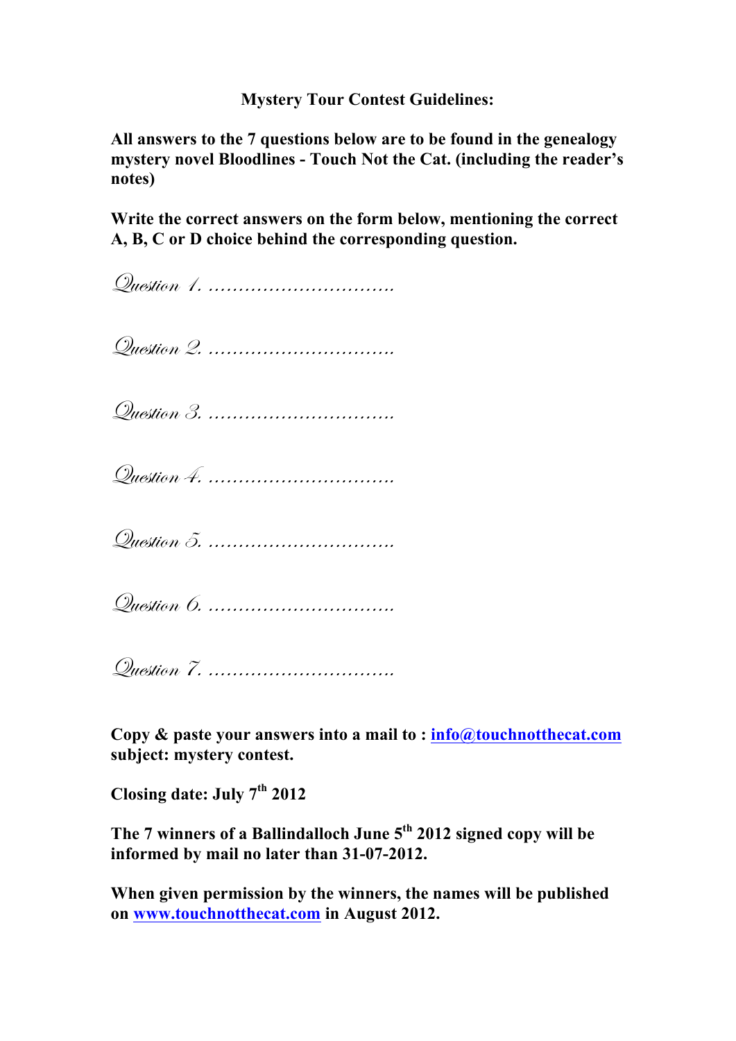**Mystery Tour Contest Guidelines:**

**All answers to the 7 questions below are to be found in the genealogy mystery novel Bloodlines - Touch Not the Cat. (including the reader's notes)**

**Write the correct answers on the form below, mentioning the correct A, B, C or D choice behind the corresponding question.**

*Question 1. …………………………*

*Question 2. …………………………*

*Question 3. …………………………*

*Question 4. …………………………*

*Question 5. …………………………*

*Question 6. …………………………*

*Question 7. …………………………*

**Copy & paste your answers into a mail to : [info@touchnotthecat.com](mailto:info@touchnotthecat.com) subject: mystery contest.**

**Closing date: July 7th 2012**

**The 7 winners of a Ballindalloch June 5th 2012 signed copy will be informed by mail no later than 31-07-2012.**

**When given permission by the winners, the names will be published on [www.touchnotthecat.com](http://www.touchnotthecat.com) in August 2012.**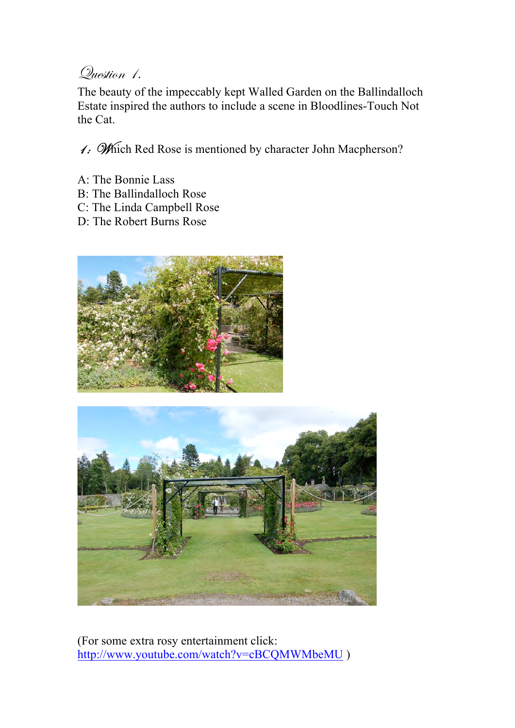## *Question 1.*

The beauty of the impeccably kept Walled Garden on the Ballindalloch Estate inspired the authors to include a scene in Bloodlines-Touch Not the Cat.

*1:* Which Red Rose is mentioned by character John Macpherson?

A: The Bonnie Lass
B: The Ballindalloch Rose
C: The Linda Campbell Rose
D: The Robert Burns Rose

(For some extra rosy entertainment click: http://www.youtube.com/watch?v=cBCQMWMbeMU )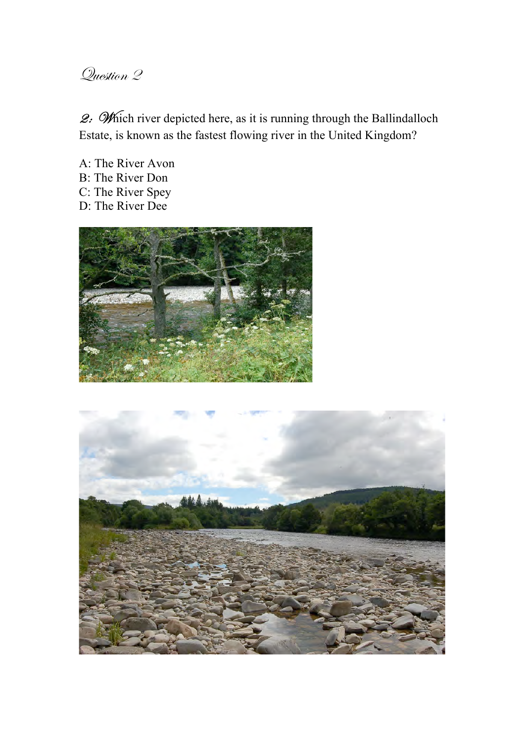# Question 2

*2:* Which river depicted here, as it is running through the Ballindalloch Estate, is known as the fastest flowing river in the United Kingdom?

A: The River Avon
B: The River Don
C: The River Spey
D: The River Dee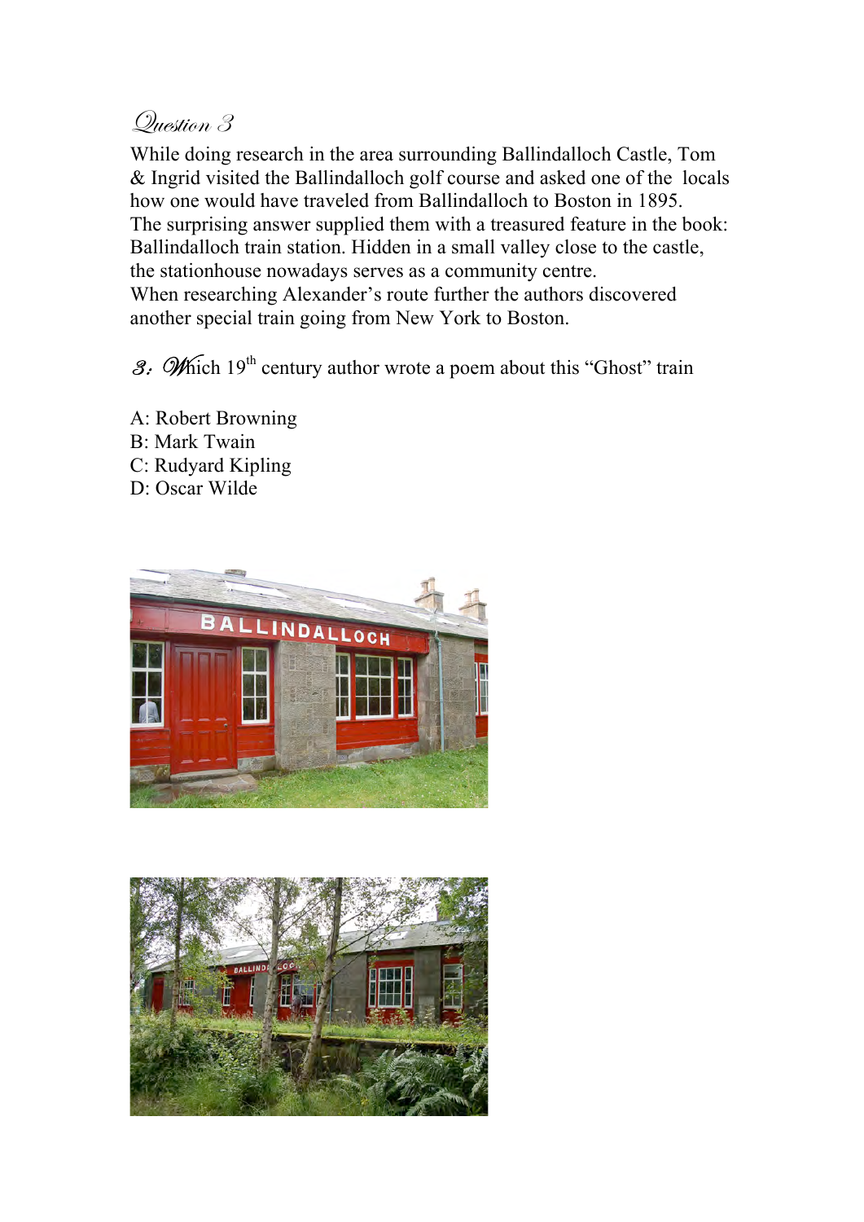## Question 3

While doing research in the area surrounding Ballindalloch Castle, Tom & Ingrid visited the Ballindalloch golf course and asked one of the locals how one would have traveled from Ballindalloch to Boston in 1895. The surprising answer supplied them with a treasured feature in the book: Ballindalloch train station. Hidden in a small valley close to the castle, the stationhouse nowadays serves as a community centre.
When researching Alexander's route further the authors discovered another special train going from New York to Boston.

*3: Which* 19th century author wrote a poem about this "Ghost" train

A: Robert Browning
B: Mark Twain
C: Rudyard Kipling
D: Oscar Wilde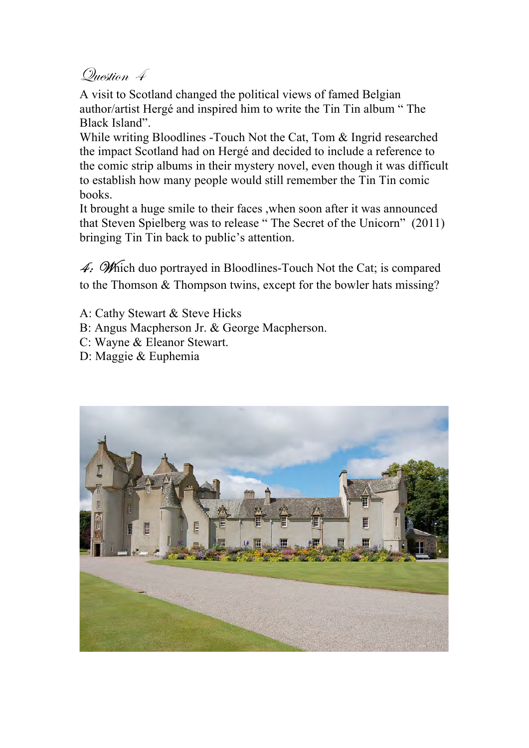# Question 4

A visit to Scotland changed the political views of famed Belgian author/artist Hergé and inspired him to write the Tin Tin album " The Black Island".

While writing Bloodlines -Touch Not the Cat, Tom & Ingrid researched the impact Scotland had on Hergé and decided to include a reference to the comic strip albums in their mystery novel, even though it was difficult to establish how many people would still remember the Tin Tin comic books.

It brought a huge smile to their faces ,when soon after it was announced that Steven Spielberg was to release " The Secret of the Unicorn" (2011) bringing Tin Tin back to public's attention.

*4:* Which duo portrayed in Bloodlines-Touch Not the Cat; is compared to the Thomson & Thompson twins, except for the bowler hats missing?

A: Cathy Stewart & Steve Hicks
B: Angus Macpherson Jr. & George Macpherson.
C: Wayne & Eleanor Stewart.
D: Maggie & Euphemia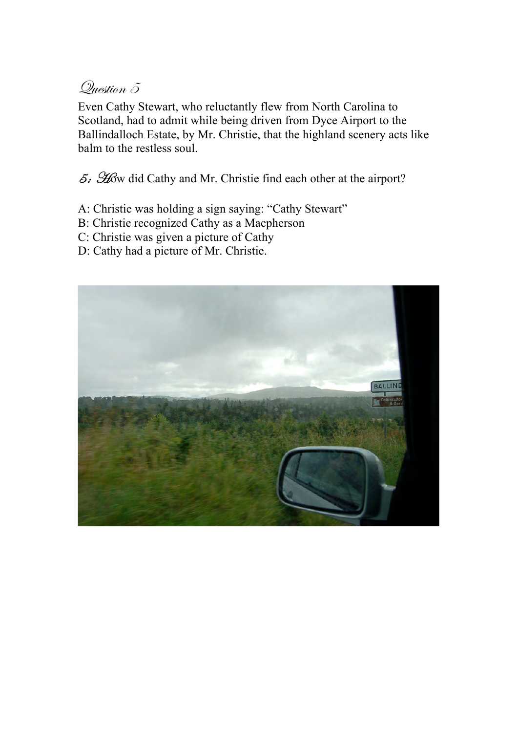## Question 5

Even Cathy Stewart, who reluctantly flew from North Carolina to Scotland, had to admit while being driven from Dyce Airport to the Ballindalloch Estate, by Mr. Christie, that the highland scenery acts like balm to the restless soul.

*5: How did Cathy and Mr. Christie find each other at the airport?*

A: Christie was holding a sign saying: "Cathy Stewart"
B: Christie recognized Cathy as a Macpherson
C: Christie was given a picture of Cathy
D: Cathy had a picture of Mr. Christie.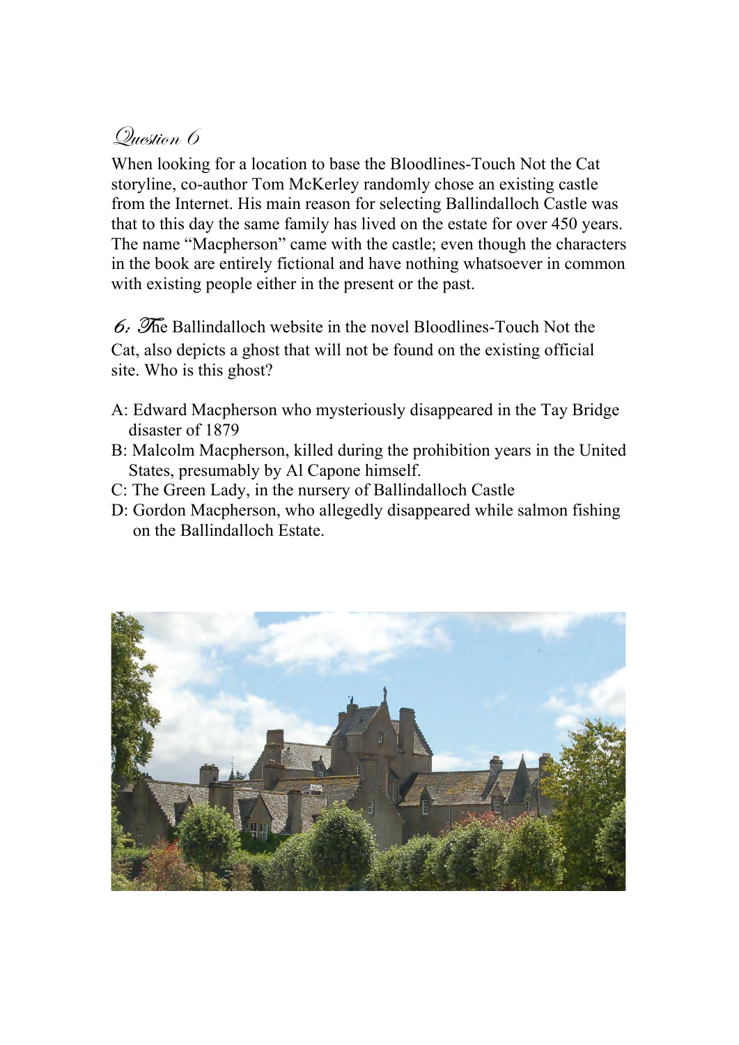## Question 6

When looking for a location to base the Bloodlines-Touch Not the Cat storyline, co-author Tom McKerley randomly chose an existing castle from the Internet. His main reason for selecting Ballindalloch Castle was that to this day the same family has lived on the estate for over 450 years. The name "Macpherson" came with the castle; even though the characters in the book are entirely fictional and have nothing whatsoever in common with existing people either in the present or the past.

*6:* The Ballindalloch website in the novel Bloodlines-Touch Not the Cat, also depicts a ghost that will not be found on the existing official site. Who is this ghost?

A: Edward Macpherson who mysteriously disappeared in the Tay Bridge disaster of 1879
B: Malcolm Macpherson, killed during the prohibition years in the United States, presumably by Al Capone himself.
C: The Green Lady, in the nursery of Ballindalloch Castle
D: Gordon Macpherson, who allegedly disappeared while salmon fishing on the Ballindalloch Estate.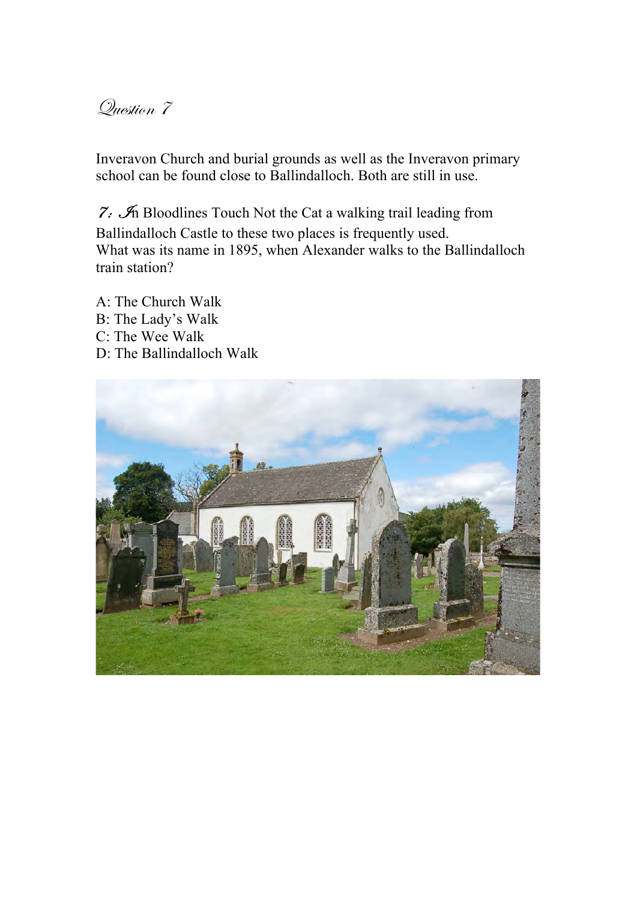## Question 7

Inveravon Church and burial grounds as well as the Inveravon primary school can be found close to Ballindalloch. Both are still in use.

*7:* In Bloodlines Touch Not the Cat a walking trail leading from Ballindalloch Castle to these two places is frequently used.
What was its name in 1895, when Alexander walks to the Ballindalloch train station?

A: The Church Walk
B: The Lady's Walk
C: The Wee Walk
D: The Ballindalloch Walk